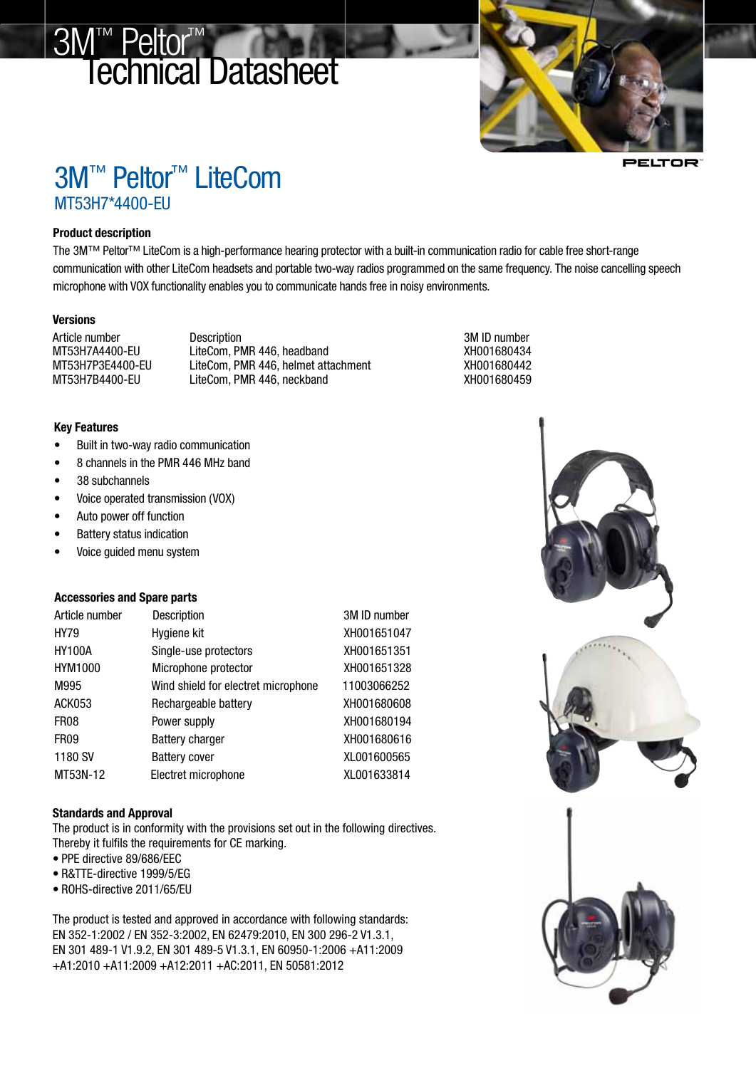# 3M™ Peltor™ Technical Datasheet

## 3M™ Peltor™ LiteCom

MT53H7*4400-EU

### Product description

The 3M™ Peltor™ LiteCom is a high-performance hearing protector with a built-in communication radio for cable free short-range communication with other LiteCom headsets and portable two-way radios programmed on the same frequency. The noise cancelling speech microphone with VOX functionality enables you to communicate hands free in noisy environments.

### Versions

| Article number | Description | 3M ID number |
|---|---|---|
| MT53H7A4400-EU | LiteCom, PMR 446, headband | XH001680434 |
| MT53H7P3E4400-EU | LiteCom, PMR 446, helmet attachment | XH001680442 |
| MT53H7B4400-EU | LiteCom, PMR 446, neckband | XH001680459 |

### Key Features

- Built in two-way radio communication
- 8 channels in the PMR 446 MHz band
- 38 subchannels
- Voice operated transmission (VOX)
- Auto power off function
- Battery status indication
- Voice guided menu system

### Accessories and Spare parts

| Article number | Description | 3M ID number |
|---|---|---|
| HY79 | Hygiene kit | XH001651047 |
| HY100A | Single-use protectors | XH001651351 |
| HYM1000 | Microphone protector | XH001651328 |
| M995 | Wind shield for electret microphone | 11003066252 |
| ACK053 | Rechargeable battery | XH001680608 |
| FR08 | Power supply | XH001680194 |
| FR09 | Battery charger | XH001680616 |
| 1180 SV | Battery cover | XL001600565 |
| MT53N-12 | Electret microphone | XL001633814 |

### Standards and Approval

The product is in conformity with the provisions set out in the following directives.
Thereby it fulfils the requirements for CE marking.

- PPE directive 89/686/EEC
- R&TTE-directive 1999/5/EG
- ROHS-directive 2011/65/EU

The product is tested and approved in accordance with following standards:
EN 352-1:2002 / EN 352-3:2002, EN 62479:2010, EN 300 296-2 V1.3.1, EN 301 489-1 V1.9.2, EN 301 489-5 V1.3.1, EN 60950-1:2006 +A11:2009 +A1:2010 +A11:2009 +A12:2011 +AC:2011, EN 50581:2012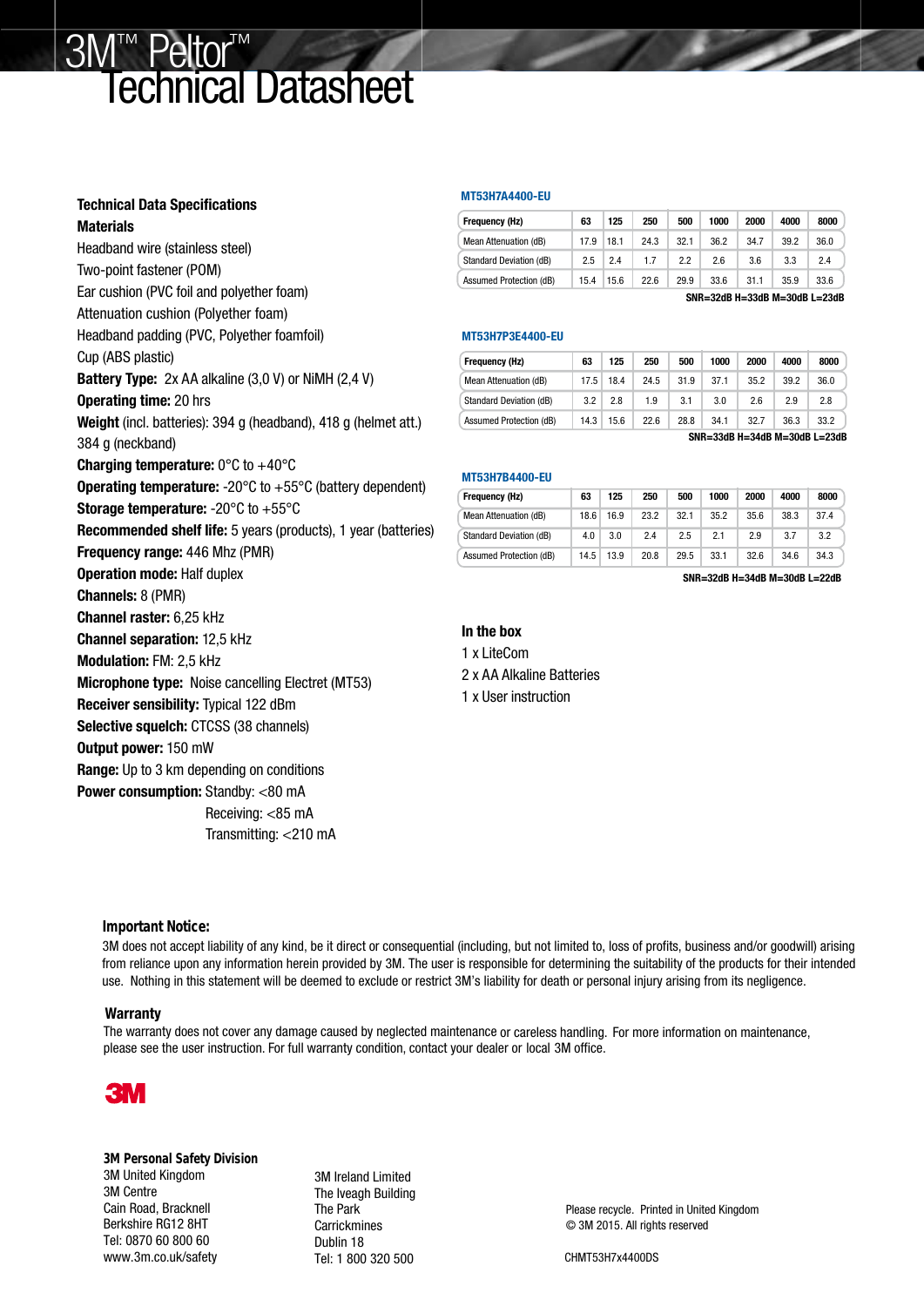# 3M™ Peltor™ Technical Datasheet

**Technical Data Specifications**

**Materials**

Headband wire (stainless steel)
Two-point fastener (POM)
Ear cushion (PVC foil and polyether foam)
Attenuation cushion (Polyether foam)
Headband padding (PVC, Polyether foamfoil)
Cup (ABS plastic)

**Battery Type:** 2x AA alkaline (3,0 V) or NiMH (2,4 V)
**Operating time:** 20 hrs
**Weight** (incl. batteries): 394 g (headband), 418 g (helmet att.) 384 g (neckband)
**Charging temperature:** 0°C to +40°C
**Operating temperature:** -20°C to +55°C (battery dependent)
**Storage temperature:** -20°C to +55°C
**Recommended shelf life:** 5 years (products), 1 year (batteries)
**Frequency range:** 446 Mhz (PMR)
**Operation mode:** Half duplex
**Channels:** 8 (PMR)
**Channel raster:** 6,25 kHz
**Channel separation:** 12,5 kHz
**Modulation:** FM: 2,5 kHz
**Microphone type:** Noise cancelling Electret (MT53)
**Receiver sensibility:** Typical 122 dBm
**Selective squelch:** CTCSS (38 channels)
**Output power:** 150 mW
**Range:** Up to 3 km depending on conditions
**Power consumption:** Standby: <80 mA
Receiving: <85 mA
Transmitting: <210 mA

### MT53H7A4400-EU

| Frequency (Hz) | 63 | 125 | 250 | 500 | 1000 | 2000 | 4000 | 8000 |
|---|---|---|---|---|---|---|---|---|
| Mean Attenuation (dB) | 17.9 | 18.1 | 24.3 | 32.1 | 36.2 | 34.7 | 39.2 | 36.0 |
| Standard Deviation (dB) | 2.5 | 2.4 | 1.7 | 2.2 | 2.6 | 3.6 | 3.3 | 2.4 |
| Assumed Protection (dB) | 15.4 | 15.6 | 22.6 | 29.9 | 33.6 | 31.1 | 35.9 | 33.6 |

SNR=32dB H=33dB M=30dB L=23dB

### MT53H7P3E4400-EU

| Frequency (Hz) | 63 | 125 | 250 | 500 | 1000 | 2000 | 4000 | 8000 |
|---|---|---|---|---|---|---|---|---|
| Mean Attenuation (dB) | 17.5 | 18.4 | 24.5 | 31.9 | 37.1 | 35.2 | 39.2 | 36.0 |
| Standard Deviation (dB) | 3.2 | 2.8 | 1.9 | 3.1 | 3.0 | 2.6 | 2.9 | 2.8 |
| Assumed Protection (dB) | 14.3 | 15.6 | 22.6 | 28.8 | 34.1 | 32.7 | 36.3 | 33.2 |

SNR=33dB H=34dB M=30dB L=23dB

### MT53H7B4400-EU

| Frequency (Hz) | 63 | 125 | 250 | 500 | 1000 | 2000 | 4000 | 8000 |
|---|---|---|---|---|---|---|---|---|
| Mean Attenuation (dB) | 18.6 | 16.9 | 23.2 | 32.1 | 35.2 | 35.6 | 38.3 | 37.4 |
| Standard Deviation (dB) | 4.0 | 3.0 | 2.4 | 2.5 | 2.1 | 2.9 | 3.7 | 3.2 |
| Assumed Protection (dB) | 14.5 | 13.9 | 20.8 | 29.5 | 33.1 | 32.6 | 34.6 | 34.3 |

SNR=32dB H=34dB M=30dB L=22dB

**In the box**

1 x LiteCom
2 x AA Alkaline Batteries
1 x User instruction

**Important Notice:**

3M does not accept liability of any kind, be it direct or consequential (including, but not limited to, loss of profits, business and/or goodwill) arising from reliance upon any information herein provided by 3M. The user is responsible for determining the suitability of the products for their intended use. Nothing in this statement will be deemed to exclude or restrict 3M's liability for death or personal injury arising from its negligence.

**Warranty**

The warranty does not cover any damage caused by neglected maintenance or careless handling. For more information on maintenance, please see the user instruction. For full warranty condition, contact your dealer or local 3M office.

3M

**3M Personal Safety Division**
3M United Kingdom
3M Centre
Cain Road, Bracknell
Berkshire RG12 8HT
Tel: 0870 60 800 60
www.3m.co.uk/safety

3M Ireland Limited
The Iveagh Building
The Park
Carrickmines
Dublin 18
Tel: 1 800 320 500

Please recycle. Printed in United Kingdom
© 3M 2015. All rights reserved

CHMT53H7x4400DS